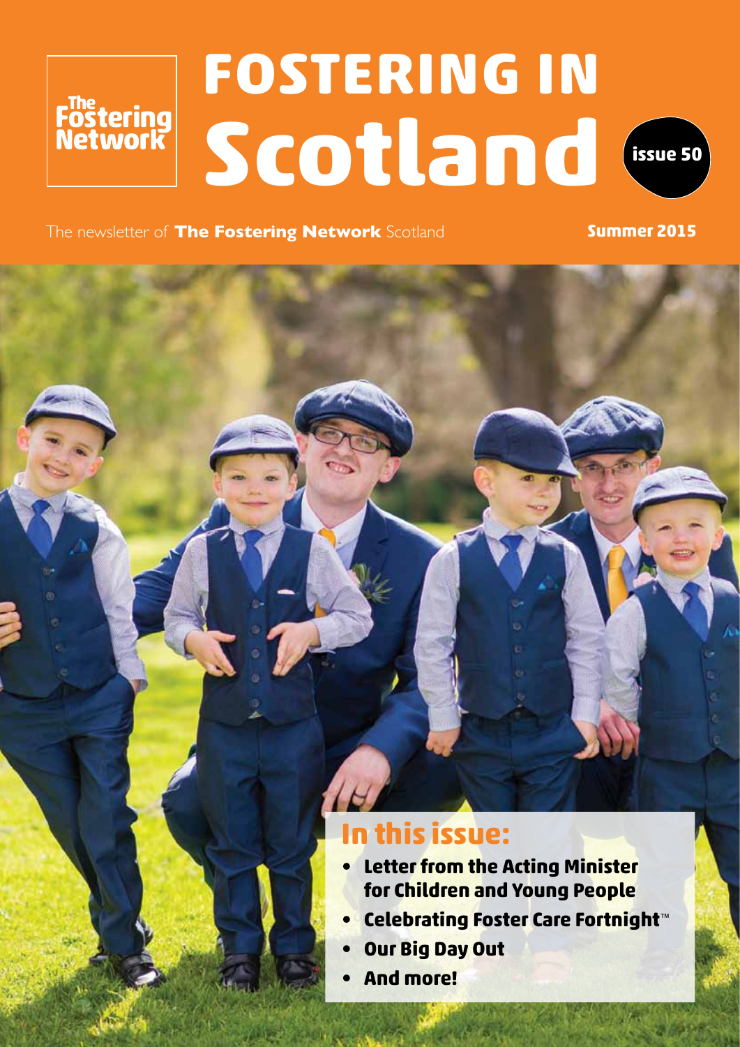The Fostering Network

# FOSTERING IN Scotland

issue 50

The newsletter of **The Fostering Network** Scotland

**Summer 2015**

## In this issue:

- **Letter from the Acting Minister for Children and Young People**
- **Celebrating Foster Care Fortnight™**
- **Our Big Day Out**
- **And more!**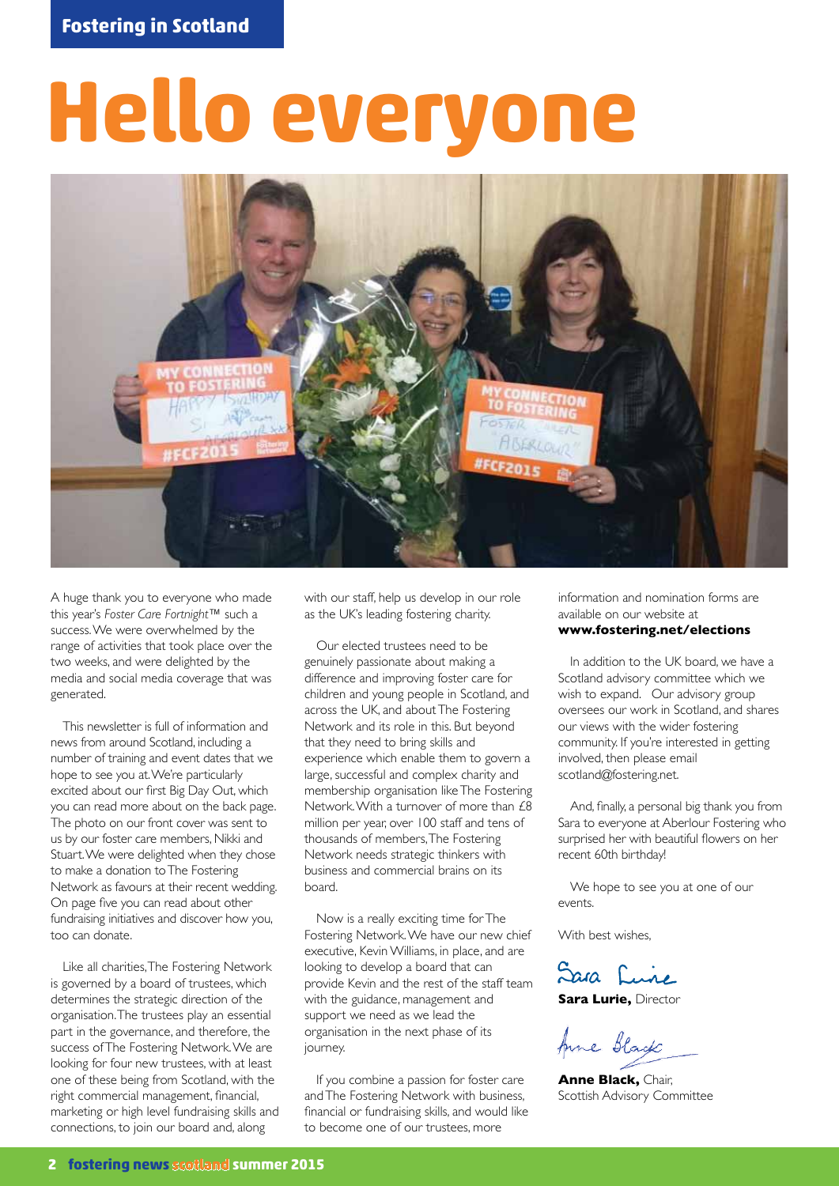# Hello everyone

A huge thank you to everyone who made this year's *Foster Care Fortnight™* such a success. We were overwhelmed by the range of activities that took place over the two weeks, and were delighted by the media and social media coverage that was generated.

This newsletter is full of information and news from around Scotland, including a number of training and event dates that we hope to see you at. We're particularly excited about our first Big Day Out, which you can read more about on the back page. The photo on our front cover was sent to us by our foster care members, Nikki and Stuart. We were delighted when they chose to make a donation to The Fostering Network as favours at their recent wedding. On page five you can read about other fundraising initiatives and discover how you, too can donate.

Like all charities, The Fostering Network is governed by a board of trustees, which determines the strategic direction of the organisation. The trustees play an essential part in the governance, and therefore, the success of The Fostering Network. We are looking for four new trustees, with at least one of these being from Scotland, with the right commercial management, financial, marketing or high level fundraising skills and connections, to join our board and, along with our staff, help us develop in our role as the UK's leading fostering charity.

Our elected trustees need to be genuinely passionate about making a difference and improving foster care for children and young people in Scotland, and across the UK, and about The Fostering Network and its role in this. But beyond that they need to bring skills and experience which enable them to govern a large, successful and complex charity and membership organisation like The Fostering Network. With a turnover of more than £8 million per year, over 100 staff and tens of thousands of members, The Fostering Network needs strategic thinkers with business and commercial brains on its board.

Now is a really exciting time for The Fostering Network. We have our new chief executive, Kevin Williams, in place, and are looking to develop a board that can provide Kevin and the rest of the staff team with the guidance, management and support we need as we lead the organisation in the next phase of its journey.

If you combine a passion for foster care and The Fostering Network with business, financial or fundraising skills, and would like to become one of our trustees, more information and nomination forms are available on our website at **www.fostering.net/elections**

In addition to the UK board, we have a Scotland advisory committee which we wish to expand. Our advisory group oversees our work in Scotland, and shares our views with the wider fostering community. If you're interested in getting involved, then please email scotland@fostering.net.

And, finally, a personal big thank you from Sara to everyone at Aberlour Fostering who surprised her with beautiful flowers on her recent 60th birthday!

We hope to see you at one of our events.

With best wishes,

Sara Lurie

**Sara Lurie,** Director

Anne Black

**Anne Black,** Chair, Scottish Advisory Committee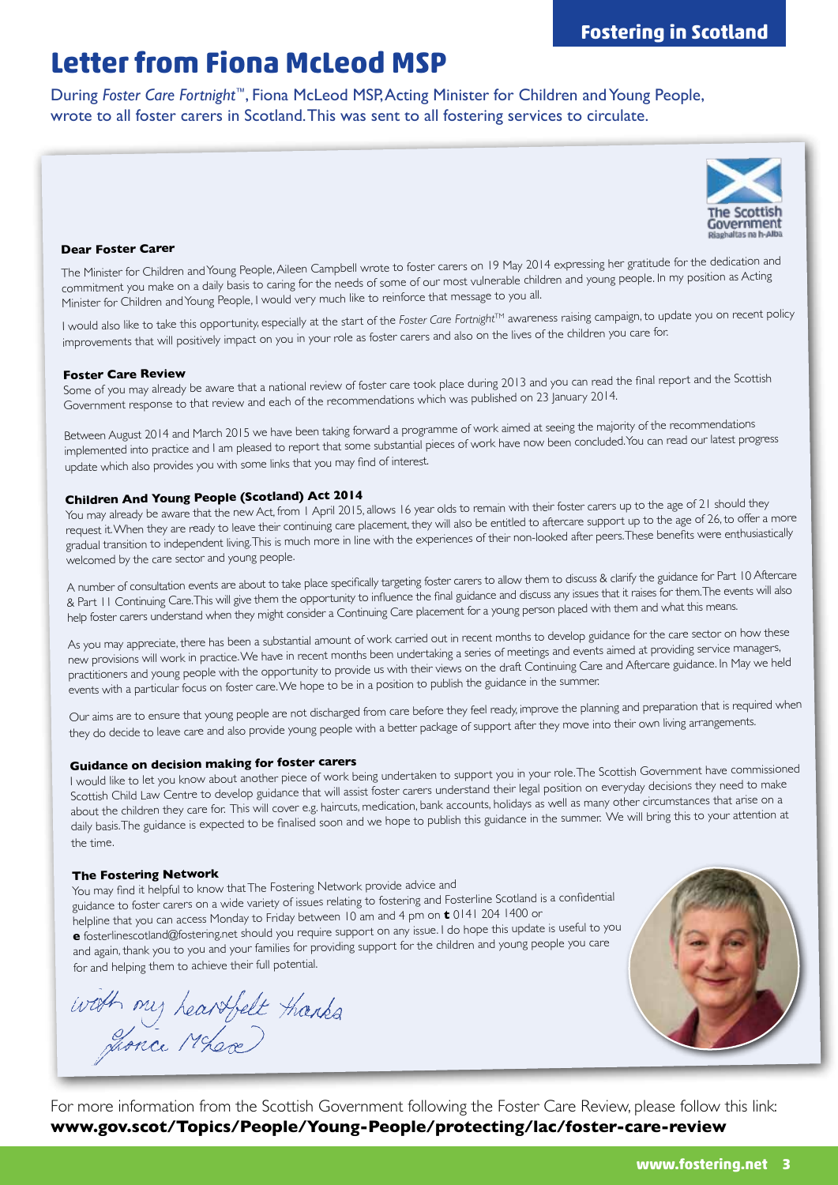# Letter from Fiona McLeod MSP

During *Foster Care Fortnight*™, Fiona McLeod MSP, Acting Minister for Children and Young People, wrote to all foster carers in Scotland. This was sent to all fostering services to circulate.

The Scottish Government
Riaghaltas na h-Alba

**Dear Foster Carer**

The Minister for Children and Young People, Aileen Campbell wrote to foster carers on 19 May 2014 expressing her gratitude for the dedication and commitment you make on a daily basis to caring for the needs of some of our most vulnerable children and young people. In my position as Acting Minister for Children and Young People, I would very much like to reinforce that message to you all.

I would also like to take this opportunity, especially at the start of the *Foster Care Fortnight*™ awareness raising campaign, to update you on recent policy improvements that will positively impact on you in your role as foster carers and also on the lives of the children you care for.

**Foster Care Review**

Some of you may already be aware that a national review of foster care took place during 2013 and you can read the final report and the Scottish Government response to that review and each of the recommendations which was published on 23 January 2014.

Between August 2014 and March 2015 we have been taking forward a programme of work aimed at seeing the majority of the recommendations implemented into practice and I am pleased to report that some substantial pieces of work have now been concluded. You can read our latest progress update which also provides you with some links that you may find of interest.

**Children And Young People (Scotland) Act 2014**

You may already be aware that the new Act, from 1 April 2015, allows 16 year olds to remain with their foster carers up to the age of 21 should they request it. When they are ready to leave their continuing care placement, they will also be entitled to aftercare support up to the age of 26, to offer a more gradual transition to independent living. This is much more in line with the experiences of their non-looked after peers. These benefits were enthusiastically welcomed by the care sector and young people.

A number of consultation events are about to take place specifically targeting foster carers to allow them to discuss & clarify the guidance for Part 10 Aftercare & Part 11 Continuing Care. This will give them the opportunity to influence the final guidance and discuss any issues that it raises for them. The events will also help foster carers understand when they might consider a Continuing Care placement for a young person placed with them and what this means.

As you may appreciate, there has been a substantial amount of work carried out in recent months to develop guidance for the care sector on how these new provisions will work in practice. We have in recent months been undertaking a series of meetings and events aimed at providing service managers, practitioners and young people with the opportunity to provide us with their views on the draft Continuing Care and Aftercare guidance. In May we held events with a particular focus on foster care. We hope to be in a position to publish the guidance in the summer.

Our aims are to ensure that young people are not discharged from care before they feel ready, improve the planning and preparation that is required when they do decide to leave care and also provide young people with a better package of support after they move into their own living arrangements.

**Guidance on decision making for foster carers**

I would like to let you know about another piece of work being undertaken to support you in your role. The Scottish Government have commissioned Scottish Child Law Centre to develop guidance that will assist foster carers understand their legal position on everyday decisions they need to make about the children they care for. This will cover e.g. haircuts, medication, bank accounts, holidays as well as many other circumstances that arise on a daily basis. The guidance is expected to be finalised soon and we hope to publish this guidance in the summer. We will bring this to your attention at the time.

**The Fostering Network**

You may find it helpful to know that The Fostering Network provide advice and guidance to foster carers on a wide variety of issues relating to fostering and Fosterline Scotland is a confidential helpline that you can access Monday to Friday between 10 am and 4 pm on **t** 0141 204 1400 or **e** fosterlinescotland@fostering.net should you require support on any issue. I do hope this update is useful to you and again, thank you to you and your families for providing support for the children and young people you care for and helping them to achieve their full potential.

*with my heartfelt thanks*
*Fiona McLeod*

For more information from the Scottish Government following the Foster Care Review, please follow this link:
**www.gov.scot/Topics/People/Young-People/protecting/lac/foster-care-review**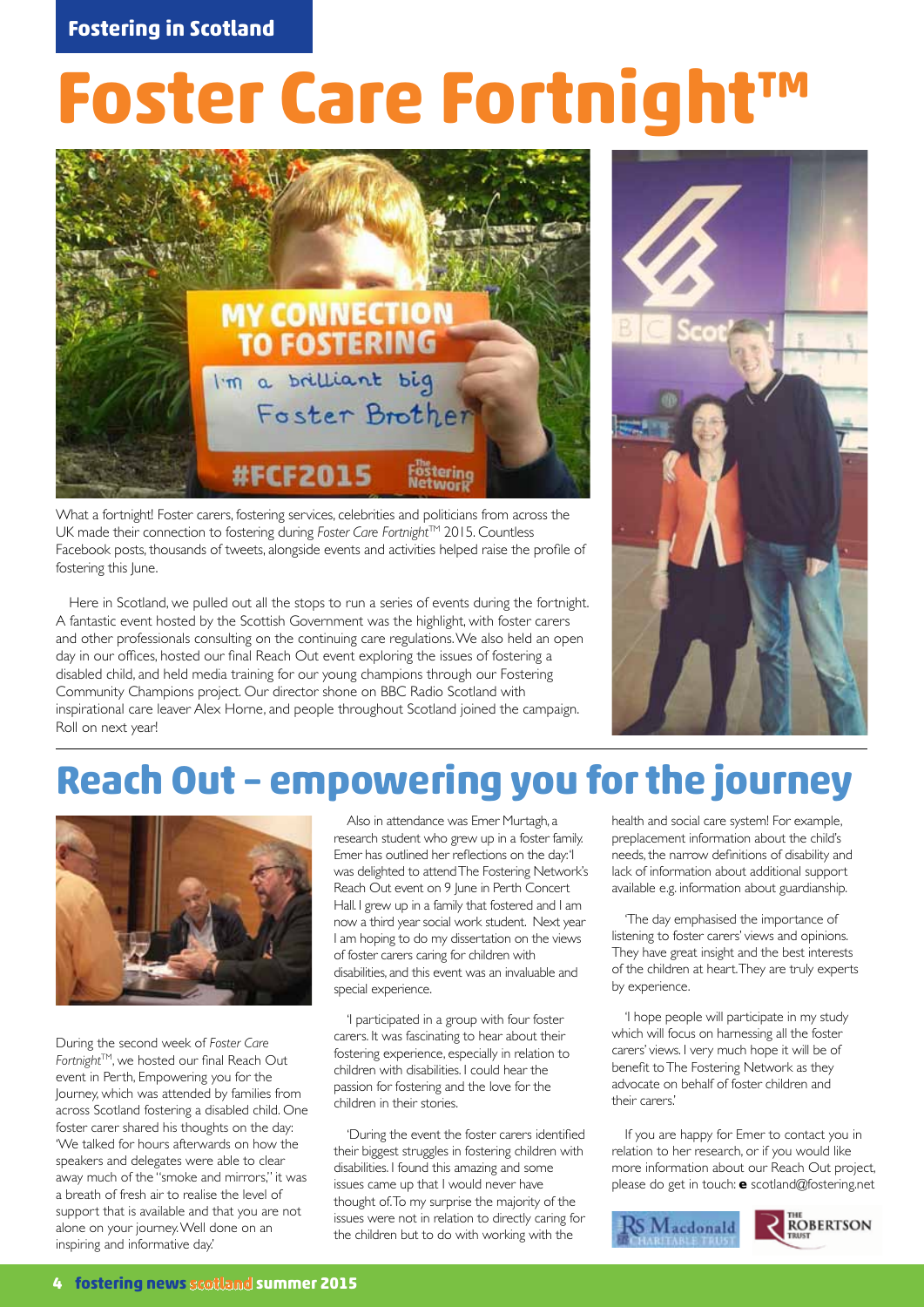Fostering in Scotland

# Foster Care Fortnight™

What a fortnight! Foster carers, fostering services, celebrities and politicians from across the UK made their connection to fostering during *Foster Care Fortnight*™ 2015. Countless Facebook posts, thousands of tweets, alongside events and activities helped raise the profile of fostering this June.

Here in Scotland, we pulled out all the stops to run a series of events during the fortnight. A fantastic event hosted by the Scottish Government was the highlight, with foster carers and other professionals consulting on the continuing care regulations. We also held an open day in our offices, hosted our final Reach Out event exploring the issues of fostering a disabled child, and held media training for our young champions through our Fostering Community Champions project. Our director shone on BBC Radio Scotland with inspirational care leaver Alex Horne, and people throughout Scotland joined the campaign. Roll on next year!

# Reach Out – empowering you for the journey

During the second week of *Foster Care Fortnight*™, we hosted our final Reach Out event in Perth, Empowering you for the Journey, which was attended by families from across Scotland fostering a disabled child. One foster carer shared his thoughts on the day: 'We talked for hours afterwards on how the speakers and delegates were able to clear away much of the "smoke and mirrors," it was a breath of fresh air to realise the level of support that is available and that you are not alone on your journey. Well done on an inspiring and informative day.'

Also in attendance was Emer Murtagh, a research student who grew up in a foster family. Emer has outlined her reflections on the day: 'I was delighted to attend The Fostering Network's Reach Out event on 9 June in Perth Concert Hall. I grew up in a family that fostered and I am now a third year social work student. Next year I am hoping to do my dissertation on the views of foster carers caring for children with disabilities, and this event was an invaluable and special experience.

'I participated in a group with four foster carers. It was fascinating to hear about their fostering experience, especially in relation to children with disabilities. I could hear the passion for fostering and the love for the children in their stories.

'During the event the foster carers identified their biggest struggles in fostering children with disabilities. I found this amazing and some issues came up that I would never have thought of. To my surprise the majority of the issues were not in relation to directly caring for the children but to do with working with the health and social care system! For example, preplacement information about the child's needs, the narrow definitions of disability and lack of information about additional support available e.g. information about guardianship.

'The day emphasised the importance of listening to foster carers' views and opinions. They have great insight and the best interests of the children at heart. They are truly experts by experience.

'I hope people will participate in my study which will focus on harnessing all the foster carers' views. I very much hope it will be of benefit to The Fostering Network as they advocate on behalf of foster children and their carers.'

If you are happy for Emer to contact you in relation to her research, or if you would like more information about our Reach Out project, please do get in touch: **e** scotland@fostering.net

RS Macdonald Charitable Trust · The Robertson Trust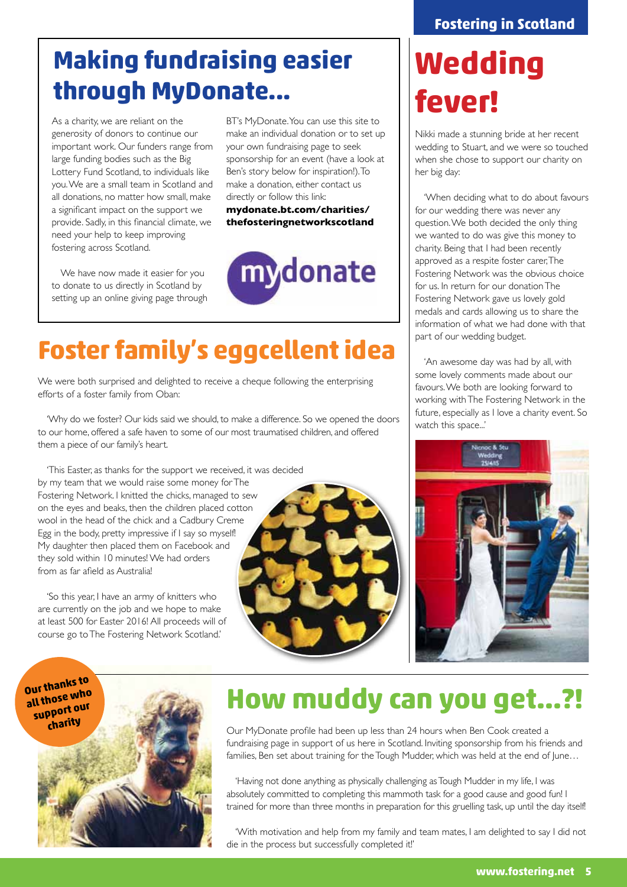## Making fundraising easier through MyDonate...

As a charity, we are reliant on the generosity of donors to continue our important work. Our funders range from large funding bodies such as the Big Lottery Fund Scotland, to individuals like you. We are a small team in Scotland and all donations, no matter how small, make a significant impact on the support we provide. Sadly, in this financial climate, we need your help to keep improving fostering across Scotland.

We have now made it easier for you to donate to us directly in Scotland by setting up an online giving page through BT's MyDonate. You can use this site to make an individual donation or to set up your own fundraising page to seek sponsorship for an event (have a look at Ben's story below for inspiration!). To make a donation, either contact us directly or follow this link:
**mydonate.bt.com/charities/thefosteringnetworkscotland**

## Foster family's eggcellent idea

We were both surprised and delighted to receive a cheque following the enterprising efforts of a foster family from Oban:

'Why do we foster? Our kids said we should, to make a difference. So we opened the doors to our home, offered a safe haven to some of our most traumatised children, and offered them a piece of our family's heart.

'This Easter, as thanks for the support we received, it was decided by my team that we would raise some money for The Fostering Network. I knitted the chicks, managed to sew on the eyes and beaks, then the children placed cotton wool in the head of the chick and a Cadbury Creme Egg in the body, pretty impressive if I say so myself! My daughter then placed them on Facebook and they sold within 10 minutes! We had orders from as far afield as Australia!

'So this year, I have an army of knitters who are currently on the job and we hope to make at least 500 for Easter 2016! All proceeds will of course go to The Fostering Network Scotland.'

# Wedding fever!

Nikki made a stunning bride at her recent wedding to Stuart, and we were so touched when she chose to support our charity on her big day:

'When deciding what to do about favours for our wedding there was never any question. We both decided the only thing we wanted to do was give this money to charity. Being that I had been recently approved as a respite foster carer, The Fostering Network was the obvious choice for us. In return for our donation The Fostering Network gave us lovely gold medals and cards allowing us to share the information of what we had done with that part of our wedding budget.

'An awesome day was had by all, with some lovely comments made about our favours. We both are looking forward to working with The Fostering Network in the future, especially as I love a charity event. So watch this space...'

**Our thanks to all those who support our charity**

## How muddy can you get...?!

Our MyDonate profile had been up less than 24 hours when Ben Cook created a fundraising page in support of us here in Scotland. Inviting sponsorship from his friends and families, Ben set about training for the Tough Mudder, which was held at the end of June…

'Having not done anything as physically challenging as Tough Mudder in my life, I was absolutely committed to completing this mammoth task for a good cause and good fun! I trained for more than three months in preparation for this gruelling task, up until the day itself!

'With motivation and help from my family and team mates, I am delighted to say I did not die in the process but successfully completed it!'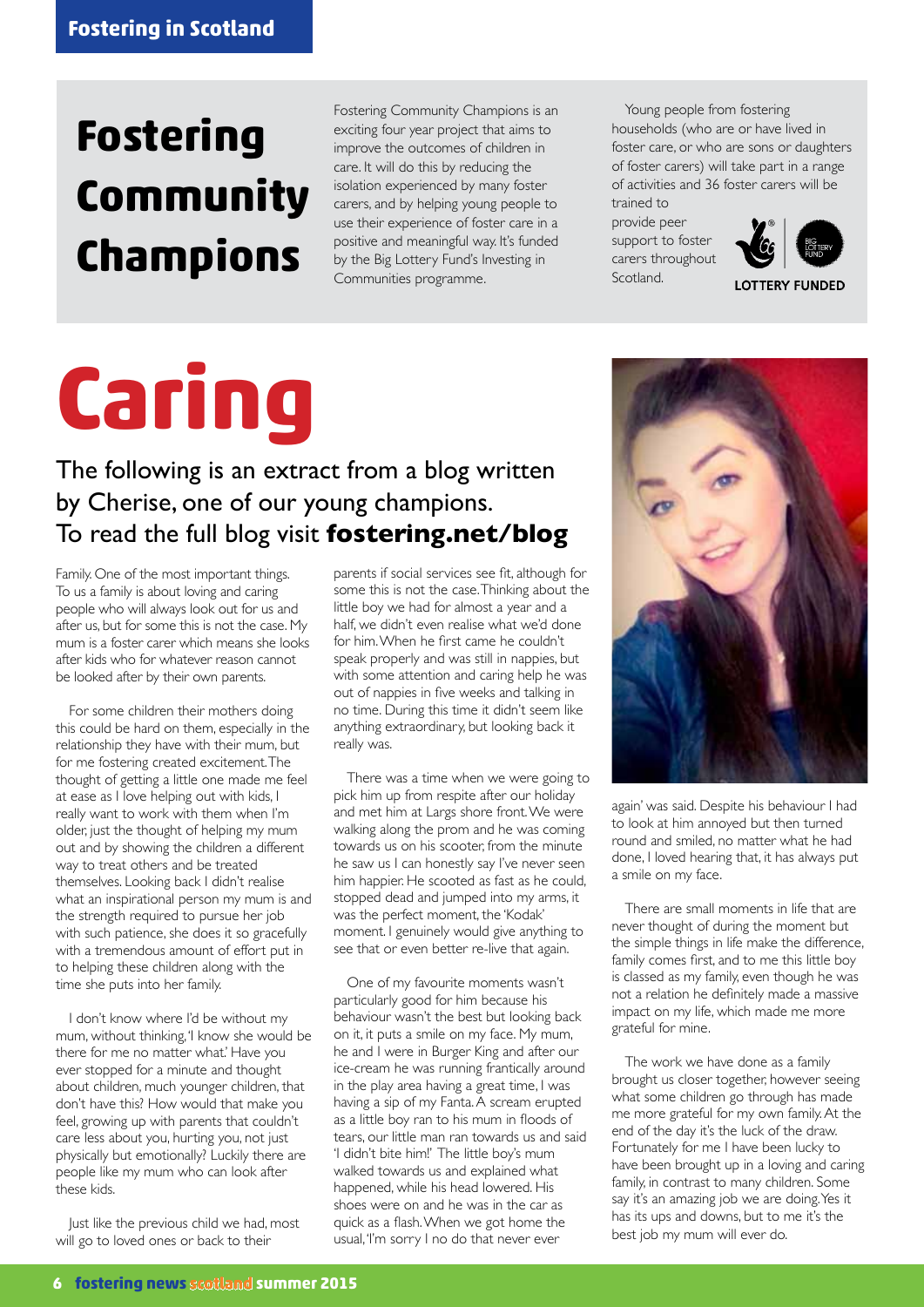# Fostering Community Champions

Fostering Community Champions is an exciting four year project that aims to improve the outcomes of children in care. It will do this by reducing the isolation experienced by many foster carers, and by helping young people to use their experience of foster care in a positive and meaningful way. It's funded by the Big Lottery Fund's Investing in Communities programme.

Young people from fostering households (who are or have lived in foster care, or who are sons or daughters of foster carers) will take part in a range of activities and 36 foster carers will be trained to provide peer support to foster carers throughout Scotland.

LOTTERY FUNDED

# Caring

## The following is an extract from a blog written by Cherise, one of our young champions. To read the full blog visit **fostering.net/blog**

Family. One of the most important things. To us a family is about loving and caring people who will always look out for us and after us, but for some this is not the case. My mum is a foster carer which means she looks after kids who for whatever reason cannot be looked after by their own parents.

For some children their mothers doing this could be hard on them, especially in the relationship they have with their mum, but for me fostering created excitement. The thought of getting a little one made me feel at ease as I love helping out with kids, I really want to work with them when I'm older, just the thought of helping my mum out and by showing the children a different way to treat others and be treated themselves. Looking back I didn't realise what an inspirational person my mum is and the strength required to pursue her job with such patience, she does it so gracefully with a tremendous amount of effort put in to helping these children along with the time she puts into her family.

I don't know where I'd be without my mum, without thinking, 'I know she would be there for me no matter what.' Have you ever stopped for a minute and thought about children, much younger children, that don't have this? How would that make you feel, growing up with parents that couldn't care less about you, hurting you, not just physically but emotionally? Luckily there are people like my mum who can look after these kids.

Just like the previous child we had, most will go to loved ones or back to their parents if social services see fit, although for some this is not the case. Thinking about the little boy we had for almost a year and a half, we didn't even realise what we'd done for him. When he first came he couldn't speak properly and was still in nappies, but with some attention and caring help he was out of nappies in five weeks and talking in no time. During this time it didn't seem like anything extraordinary, but looking back it really was.

There was a time when we were going to pick him up from respite after our holiday and met him at Largs shore front. We were walking along the prom and he was coming towards us on his scooter, from the minute he saw us I can honestly say I've never seen him happier. He scooted as fast as he could, stopped dead and jumped into my arms, it was the perfect moment, the 'Kodak' moment. I genuinely would give anything to see that or even better re-live that again.

One of my favourite moments wasn't particularly good for him because his behaviour wasn't the best but looking back on it, it puts a smile on my face. My mum, he and I were in Burger King and after our ice-cream he was running frantically around in the play area having a great time, I was having a sip of my Fanta. A scream erupted as a little boy ran to his mum in floods of tears, our little man ran towards us and said 'I didn't bite him!' The little boy's mum walked towards us and explained what happened, while his head lowered. His shoes were on and he was in the car as quick as a flash. When we got home the usual, 'I'm sorry I no do that never ever again' was said. Despite his behaviour I had to look at him annoyed but then turned round and smiled, no matter what he had done, I loved hearing that, it has always put a smile on my face.

There are small moments in life that are never thought of during the moment but the simple things in life make the difference, family comes first, and to me this little boy is classed as my family, even though he was not a relation he definitely made a massive impact on my life, which made me more grateful for mine.

The work we have done as a family brought us closer together, however seeing what some children go through has made me more grateful for my own family. At the end of the day it's the luck of the draw. Fortunately for me I have been lucky to have been brought up in a loving and caring family, in contrast to many children. Some say it's an amazing job we are doing. Yes it has its ups and downs, but to me it's the best job my mum will ever do.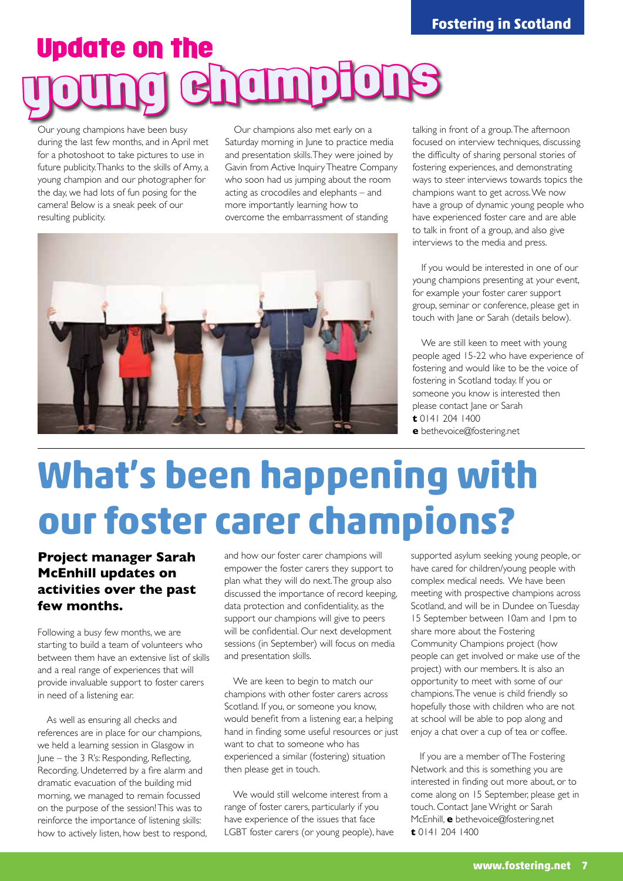# Update on the young champions

Our young champions have been busy during the last few months, and in April met for a photoshoot to take pictures to use in future publicity. Thanks to the skills of Amy, a young champion and our photographer for the day, we had lots of fun posing for the camera! Below is a sneak peek of our resulting publicity.

Our champions also met early on a Saturday morning in June to practice media and presentation skills. They were joined by Gavin from Active Inquiry Theatre Company who soon had us jumping about the room acting as crocodiles and elephants – and more importantly learning how to overcome the embarrassment of standing talking in front of a group. The afternoon focused on interview techniques, discussing the difficulty of sharing personal stories of fostering experiences, and demonstrating ways to steer interviews towards topics the champions want to get across. We now have a group of dynamic young people who have experienced foster care and are able to talk in front of a group, and also give interviews to the media and press.

If you would be interested in one of our young champions presenting at your event, for example your foster carer support group, seminar or conference, please get in touch with Jane or Sarah (details below).

We are still keen to meet with young people aged 15-22 who have experience of fostering and would like to be the voice of fostering in Scotland today. If you or someone you know is interested then please contact Jane or Sarah
**t** 0141 204 1400
**e** bethevoice@fostering.net

# What's been happening with our foster carer champions?

### Project manager Sarah McEnhill updates on activities over the past few months.

Following a busy few months, we are starting to build a team of volunteers who between them have an extensive list of skills and a real range of experiences that will provide invaluable support to foster carers in need of a listening ear.

As well as ensuring all checks and references are in place for our champions, we held a learning session in Glasgow in June – the 3 R's: Responding, Reflecting, Recording. Undeterred by a fire alarm and dramatic evacuation of the building mid morning, we managed to remain focussed on the purpose of the session! This was to reinforce the importance of listening skills: how to actively listen, how best to respond, and how our foster carer champions will empower the foster carers they support to plan what they will do next. The group also discussed the importance of record keeping, data protection and confidentiality, as the support our champions will give to peers will be confidential. Our next development sessions (in September) will focus on media and presentation skills.

We are keen to begin to match our champions with other foster carers across Scotland. If you, or someone you know, would benefit from a listening ear, a helping hand in finding some useful resources or just want to chat to someone who has experienced a similar (fostering) situation then please get in touch.

We would still welcome interest from a range of foster carers, particularly if you have experience of the issues that face LGBT foster carers (or young people), have supported asylum seeking young people, or have cared for children/young people with complex medical needs. We have been meeting with prospective champions across Scotland, and will be in Dundee on Tuesday 15 September between 10am and 1pm to share more about the Fostering Community Champions project (how people can get involved or make use of the project) with our members. It is also an opportunity to meet with some of our champions. The venue is child friendly so hopefully those with children who are not at school will be able to pop along and enjoy a chat over a cup of tea or coffee.

If you are a member of The Fostering Network and this is something you are interested in finding out more about, or to come along on 15 September, please get in touch. Contact Jane Wright or Sarah McEnhill, **e** bethevoice@fostering.net
**t** 0141 204 1400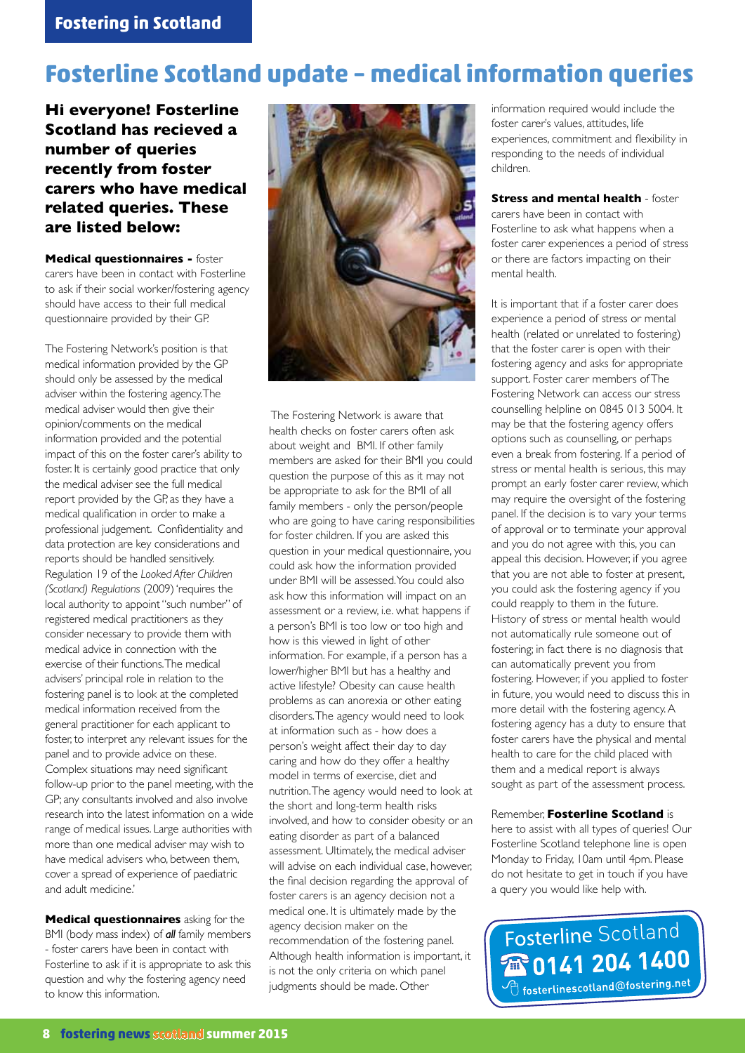# Fosterline Scotland update – medical information queries

**Hi everyone! Fosterline Scotland has recieved a number of queries recently from foster carers who have medical related queries. These are listed below:**

**Medical questionnaires -** foster carers have been in contact with Fosterline to ask if their social worker/fostering agency should have access to their full medical questionnaire provided by their GP.

The Fostering Network's position is that medical information provided by the GP should only be assessed by the medical adviser within the fostering agency. The medical adviser would then give their opinion/comments on the medical information provided and the potential impact of this on the foster carer's ability to foster. It is certainly good practice that only the medical adviser see the full medical report provided by the GP, as they have a medical qualification in order to make a professional judgement. Confidentiality and data protection are key considerations and reports should be handled sensitively. Regulation 19 of the *Looked After Children (Scotland) Regulations* (2009) 'requires the local authority to appoint "such number" of registered medical practitioners as they consider necessary to provide them with medical advice in connection with the exercise of their functions. The medical advisers' principal role in relation to the fostering panel is to look at the completed medical information received from the general practitioner for each applicant to foster, to interpret any relevant issues for the panel and to provide advice on these. Complex situations may need significant follow-up prior to the panel meeting, with the GP; any consultants involved and also involve research into the latest information on a wide range of medical issues. Large authorities with more than one medical adviser may wish to have medical advisers who, between them, cover a spread of experience of paediatric and adult medicine.'

**Medical questionnaires** asking for the BMI (body mass index) of ***all*** family members - foster carers have been in contact with Fosterline to ask if it is appropriate to ask this question and why the fostering agency need to know this information.

The Fostering Network is aware that health checks on foster carers often ask about weight and BMI. If other family members are asked for their BMI you could question the purpose of this as it may not be appropriate to ask for the BMI of all family members - only the person/people who are going to have caring responsibilities for foster children. If you are asked this question in your medical questionnaire, you could ask how the information provided under BMI will be assessed. You could also ask how this information will impact on an assessment or a review, i.e. what happens if a person's BMI is too low or too high and how is this viewed in light of other information. For example, if a person has a lower/higher BMI but has a healthy and active lifestyle? Obesity can cause health problems as can anorexia or other eating disorders. The agency would need to look at information such as - how does a person's weight affect their day to day caring and how do they offer a healthy model in terms of exercise, diet and nutrition. The agency would need to look at the short and long-term health risks involved, and how to consider obesity or an eating disorder as part of a balanced assessment. Ultimately, the medical adviser will advise on each individual case, however, the final decision regarding the approval of foster carers is an agency decision not a medical one. It is ultimately made by the agency decision maker on the recommendation of the fostering panel. Although health information is important, it is not the only criteria on which panel judgments should be made. Other information required would include the foster carer's values, attitudes, life experiences, commitment and flexibility in responding to the needs of individual children.

**Stress and mental health** - foster carers have been in contact with Fosterline to ask what happens when a foster carer experiences a period of stress or there are factors impacting on their mental health.

It is important that if a foster carer does experience a period of stress or mental health (related or unrelated to fostering) that the foster carer is open with their fostering agency and asks for appropriate support. Foster carer members of The Fostering Network can access our stress counselling helpline on 0845 013 5004. It may be that the fostering agency offers options such as counselling, or perhaps even a break from fostering. If a period of stress or mental health is serious, this may prompt an early foster carer review, which may require the oversight of the fostering panel. If the decision is to vary your terms of approval or to terminate your approval and you do not agree with this, you can appeal this decision. However, if you agree that you are not able to foster at present, you could ask the fostering agency if you could reapply to them in the future. History of stress or mental health would not automatically rule someone out of fostering; in fact there is no diagnosis that can automatically prevent you from fostering. However, if you applied to foster in future, you would need to discuss this in more detail with the fostering agency. A fostering agency has a duty to ensure that foster carers have the physical and mental health to care for the child placed with them and a medical report is always sought as part of the assessment process.

Remember, **Fosterline Scotland** is here to assist with all types of queries! Our Fosterline Scotland telephone line is open Monday to Friday, 10am until 4pm. Please do not hesitate to get in touch if you have a query you would like help with.

**Fosterline Scotland**
**0141 204 1400**
fosterlinescotland@fostering.net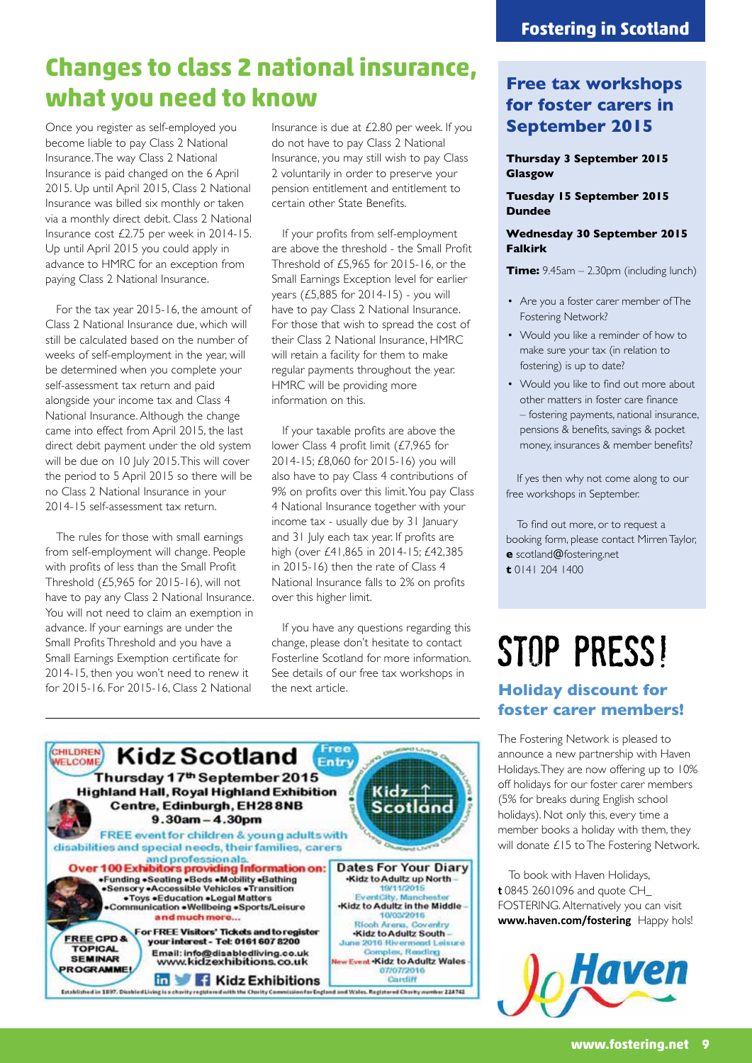# Changes to class 2 national insurance, what you need to know

Once you register as self-employed you become liable to pay Class 2 National Insurance. The way Class 2 National Insurance is paid changed on the 6 April 2015. Up until April 2015, Class 2 National Insurance was billed six monthly or taken via a monthly direct debit. Class 2 National Insurance cost £2.75 per week in 2014-15. Up until April 2015 you could apply in advance to HMRC for an exception from paying Class 2 National Insurance.

For the tax year 2015-16, the amount of Class 2 National Insurance due, which will still be calculated based on the number of weeks of self-employment in the year, will be determined when you complete your self-assessment tax return and paid alongside your income tax and Class 4 National Insurance. Although the change came into effect from April 2015, the last direct debit payment under the old system will be due on 10 July 2015. This will cover the period to 5 April 2015 so there will be no Class 2 National Insurance in your 2014-15 self-assessment tax return.

The rules for those with small earnings from self-employment will change. People with profits of less than the Small Profit Threshold (£5,965 for 2015-16), will not have to pay any Class 2 National Insurance. You will not need to claim an exemption in advance. If your earnings are under the Small Profits Threshold and you have a Small Earnings Exemption certificate for 2014-15, then you won't need to renew it for 2015-16. For 2015-16, Class 2 National Insurance is due at £2.80 per week. If you do not have to pay Class 2 National Insurance, you may still wish to pay Class 2 voluntarily in order to preserve your pension entitlement and entitlement to certain other State Benefits.

If your profits from self-employment are above the threshold - the Small Profit Threshold of £5,965 for 2015-16, or the Small Earnings Exception level for earlier years (£5,885 for 2014-15) - you will have to pay Class 2 National Insurance. For those that wish to spread the cost of their Class 2 National Insurance, HMRC will retain a facility for them to make regular payments throughout the year. HMRC will be providing more information on this.

If your taxable profits are above the lower Class 4 profit limit (£7,965 for 2014-15; £8,060 for 2015-16) you will also have to pay Class 4 contributions of 9% on profits over this limit. You pay Class 4 National Insurance together with your income tax - usually due by 31 January and 31 July each tax year. If profits are high (over £41,865 in 2014-15; £42,385 in 2015-16) then the rate of Class 4 National Insurance falls to 2% on profits over this higher limit.

If you have any questions regarding this change, please don't hesitate to contact Fosterline Scotland for more information. See details of our free tax workshops in the next article.

## Free tax workshops for foster carers in September 2015

**Thursday 3 September 2015**
**Glasgow**

**Tuesday 15 September 2015**
**Dundee**

**Wednesday 30 September 2015**
**Falkirk**

**Time:** 9.45am – 2.30pm (including lunch)

- Are you a foster carer member of The Fostering Network?
- Would you like a reminder of how to make sure your tax (in relation to fostering) is up to date?
- Would you like to find out more about other matters in foster care finance – fostering payments, national insurance, pensions & benefits, savings & pocket money, insurances & member benefits?

If yes then why not come along to our free workshops in September.

To find out more, or to request a booking form, please contact Mirren Taylor,
**e** scotland@fostering.net
**t** 0141 204 1400

# STOP PRESS!

## Holiday discount for foster carer members!

The Fostering Network is pleased to announce a new partnership with Haven Holidays. They are now offering up to 10% off holidays for our foster carer members (5% for breaks during English school holidays). Not only this, every time a member books a holiday with them, they will donate £15 to The Fostering Network.

To book with Haven Holidays, **t** 0845 2601096 and quote CH_FOSTERING. Alternatively you can visit **www.haven.com/fostering** Happy hols!

Haven

---

CHILDREN WELCOME

# Kidz Scotland

Free Entry

**Thursday 17th September 2015**
**Highland Hall, Royal Highland Exhibition Centre, Edinburgh, EH28 8NB**
**9.30am – 4.30pm**

FREE event for children & young adults with disabilities and special needs, their families, carers and professionals.

**Over 100 Exhibitors providing Information on:**
•Funding •Seating •Beds •Mobility •Bathing •Sensory •Accessible Vehicles •Transition •Toys •Education •Legal Matters •Communication •Wellbeing •Sports/Leisure **and much more...**

**FREE CPD & TOPICAL SEMINAR PROGRAMME!**

For FREE Visitors' Tickets and to register your interest - Tel: 0161 607 8200
Email: info@disabledliving.co.uk
www.kidzexhibitions.co.uk

**Dates For Your Diary**
- Kidz to Adultz up North – 19/11/2015 EventCity, Manchester
- Kidz to Adultz in the Middle – 10/03/2016 Ricoh Arena, Coventry
- Kidz to Adultz South – June 2016 Rivermead Leisure Complex, Reading
- New Event Kidz to Adultz Wales – 07/07/2016 Cardiff

Kidz Exhibitions

Established in 1897. Disabled Living is a charity registered with the Charity Commission for England and Wales. Registered Charity number 224742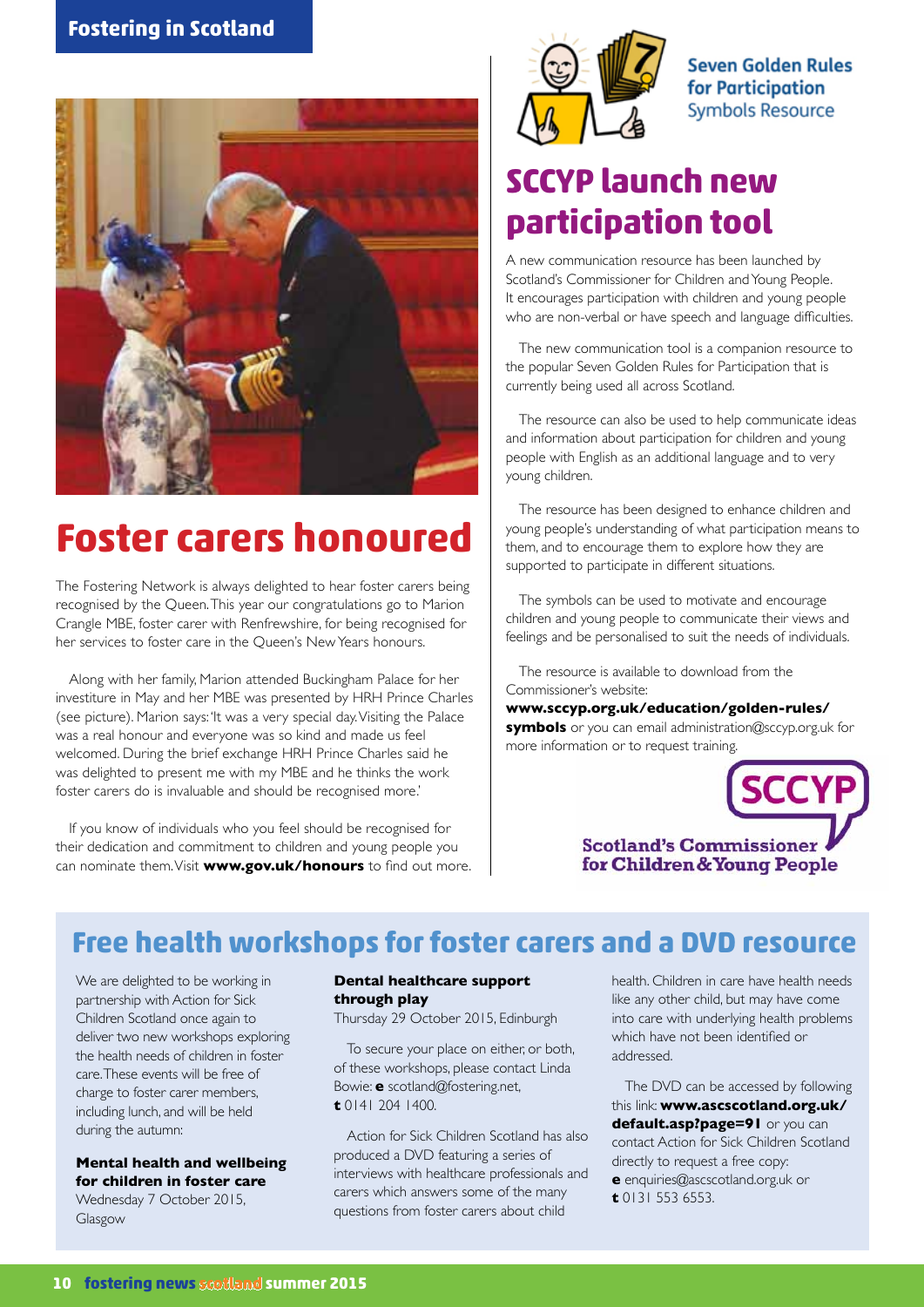Fostering in Scotland

# Foster carers honoured

The Fostering Network is always delighted to hear foster carers being recognised by the Queen. This year our congratulations go to Marion Crangle MBE, foster carer with Renfrewshire, for being recognised for her services to foster care in the Queen's New Years honours.

Along with her family, Marion attended Buckingham Palace for her investiture in May and her MBE was presented by HRH Prince Charles (see picture). Marion says: 'It was a very special day. Visiting the Palace was a real honour and everyone was so kind and made us feel welcomed. During the brief exchange HRH Prince Charles said he was delighted to present me with my MBE and he thinks the work foster carers do is invaluable and should be recognised more.'

If you know of individuals who you feel should be recognised for their dedication and commitment to children and young people you can nominate them. Visit **www.gov.uk/honours** to find out more.

**Seven Golden Rules for Participation** Symbols Resource

# SCCYP launch new participation tool

A new communication resource has been launched by Scotland's Commissioner for Children and Young People. It encourages participation with children and young people who are non-verbal or have speech and language difficulties.

The new communication tool is a companion resource to the popular Seven Golden Rules for Participation that is currently being used all across Scotland.

The resource can also be used to help communicate ideas and information about participation for children and young people with English as an additional language and to very young children.

The resource has been designed to enhance children and young people's understanding of what participation means to them, and to encourage them to explore how they are supported to participate in different situations.

The symbols can be used to motivate and encourage children and young people to communicate their views and feelings and be personalised to suit the needs of individuals.

The resource is available to download from the Commissioner's website: **www.sccyp.org.uk/education/golden-rules/symbols** or you can email administration@sccyp.org.uk for more information or to request training.

SCCYP Scotland's Commissioner for Children & Young People

## Free health workshops for foster carers and a DVD resource

We are delighted to be working in partnership with Action for Sick Children Scotland once again to deliver two new workshops exploring the health needs of children in foster care. These events will be free of charge to foster carer members, including lunch, and will be held during the autumn:

**Mental health and wellbeing for children in foster care**
Wednesday 7 October 2015, Glasgow

**Dental healthcare support through play**
Thursday 29 October 2015, Edinburgh

To secure your place on either, or both, of these workshops, please contact Linda Bowie: **e** scotland@fostering.net, **t** 0141 204 1400.

Action for Sick Children Scotland has also produced a DVD featuring a series of interviews with healthcare professionals and carers which answers some of the many questions from foster carers about child health. Children in care have health needs like any other child, but may have come into care with underlying health problems which have not been identified or addressed.

The DVD can be accessed by following this link: **www.ascscotland.org.uk/default.asp?page=91** or you can contact Action for Sick Children Scotland directly to request a free copy: **e** enquiries@ascscotland.org.uk or **t** 0131 553 6553.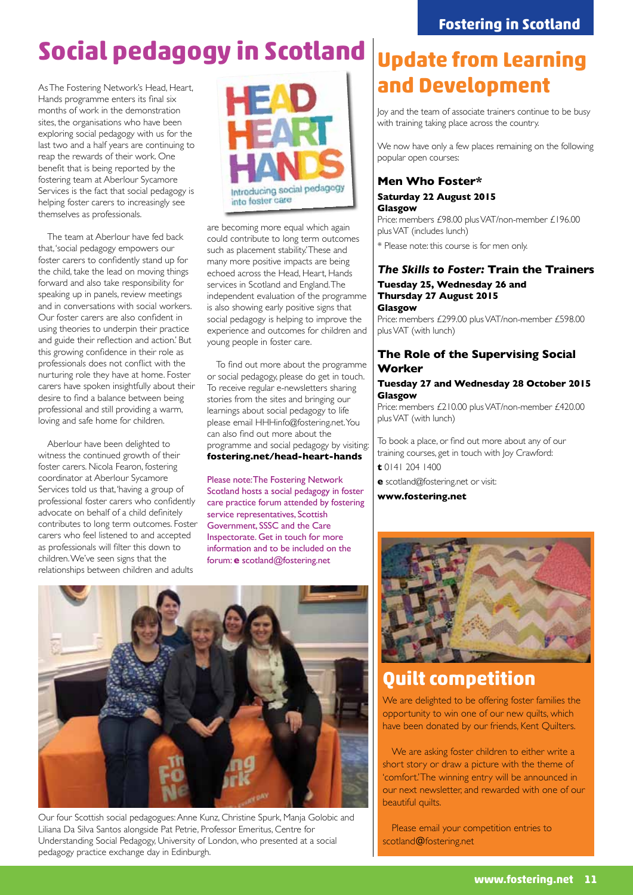# Social pedagogy in Scotland

As The Fostering Network's Head, Heart, Hands programme enters its final six months of work in the demonstration sites, the organisations who have been exploring social pedagogy with us for the last two and a half years are continuing to reap the rewards of their work. One benefit that is being reported by the fostering team at Aberlour Sycamore Services is the fact that social pedagogy is helping foster carers to increasingly see themselves as professionals.

The team at Aberlour have fed back that, 'social pedagogy empowers our foster carers to confidently stand up for the child, take the lead on moving things forward and also take responsibility for speaking up in panels, review meetings and in conversations with social workers. Our foster carers are also confident in using theories to underpin their practice and guide their reflection and action.' But this growing confidence in their role as professionals does not conflict with the nurturing role they have at home. Foster carers have spoken insightfully about their desire to find a balance between being professional and still providing a warm, loving and safe home for children.

Aberlour have been delighted to witness the continued growth of their foster carers. Nicola Fearon, fostering coordinator at Aberlour Sycamore Services told us that, 'having a group of professional foster carers who confidently advocate on behalf of a child definitely contributes to long term outcomes. Foster carers who feel listened to and accepted as professionals will filter this down to children. We've seen signs that the relationships between children and adults are becoming more equal which again could contribute to long term outcomes such as placement stability.' These and many more positive impacts are being echoed across the Head, Heart, Hands services in Scotland and England. The independent evaluation of the programme is also showing early positive signs that social pedagogy is helping to improve the experience and outcomes for children and young people in foster care.

To find out more about the programme or social pedagogy, please do get in touch. To receive regular e-newsletters sharing stories from the sites and bringing our learnings about social pedagogy to life please email HHHinfo@fostering.net. You can also find out more about the programme and social pedagogy by visiting: **fostering.net/head-heart-hands**

Please note: The Fostering Network Scotland hosts a social pedagogy in foster care practice forum attended by fostering service representatives, Scottish Government, SSSC and the Care Inspectorate. Get in touch for more information and to be included on the forum: **e** scotland@fostering.net

Our four Scottish social pedagogues: Anne Kunz, Christine Spurk, Manja Golobic and Liliana Da Silva Santos alongside Pat Petrie, Professor Emeritus, Centre for Understanding Social Pedagogy, University of London, who presented at a social pedagogy practice exchange day in Edinburgh.

# Update from Learning and Development

Joy and the team of associate trainers continue to be busy with training taking place across the country.

We now have only a few places remaining on the following popular open courses:

### Men Who Foster*

**Saturday 22 August 2015**
**Glasgow**
Price: members £98.00 plus VAT/non-member £196.00 plus VAT (includes lunch)

* Please note: this course is for men only.

### *The Skills to Foster:* Train the Trainers

**Tuesday 25, Wednesday 26 and Thursday 27 August 2015**
**Glasgow**
Price: members £299.00 plus VAT/non-member £598.00 plus VAT (with lunch)

### The Role of the Supervising Social Worker

**Tuesday 27 and Wednesday 28 October 2015**
**Glasgow**
Price: members £210.00 plus VAT/non-member £420.00 plus VAT (with lunch)

To book a place, or find out more about any of our training courses, get in touch with Joy Crawford:

**t** 0141 204 1400

**e** scotland@fostering.net or visit:

**www.fostering.net**

# Quilt competition

We are delighted to be offering foster families the opportunity to win one of our new quilts, which have been donated by our friends, Kent Quilters.

We are asking foster children to either write a short story or draw a picture with the theme of 'comfort.' The winning entry will be announced in our next newsletter, and rewarded with one of our beautiful quilts.

Please email your competition entries to scotland@fostering.net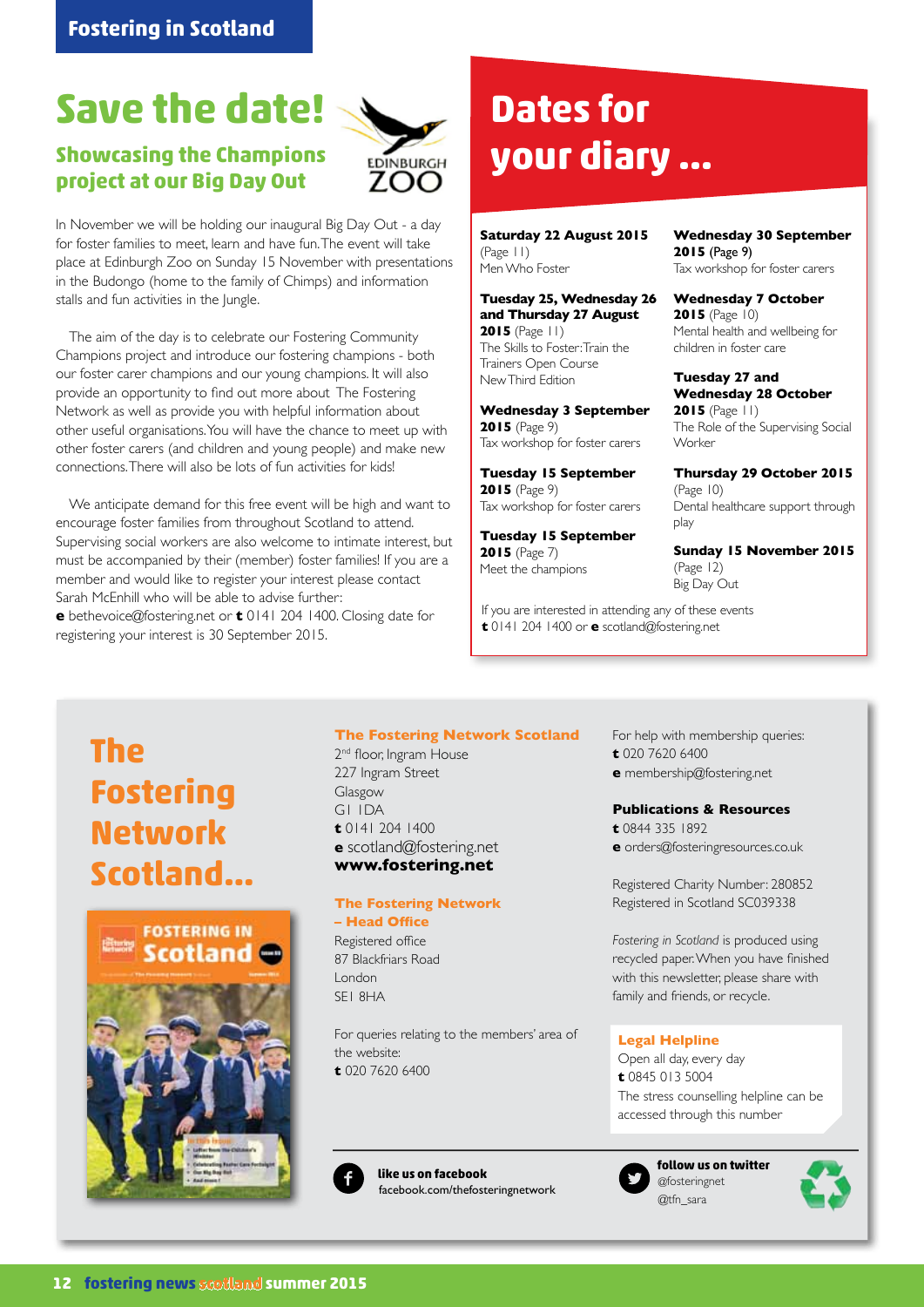Fostering in Scotland

# Save the date!

## Showcasing the Champions project at our Big Day Out

EDINBURGH ZOO

In November we will be holding our inaugural Big Day Out - a day for foster families to meet, learn and have fun. The event will take place at Edinburgh Zoo on Sunday 15 November with presentations in the Budongo (home to the family of Chimps) and information stalls and fun activities in the Jungle.

The aim of the day is to celebrate our Fostering Community Champions project and introduce our fostering champions - both our foster carer champions and our young champions. It will also provide an opportunity to find out more about The Fostering Network as well as provide you with helpful information about other useful organisations. You will have the chance to meet up with other foster carers (and children and young people) and make new connections. There will also be lots of fun activities for kids!

We anticipate demand for this free event will be high and want to encourage foster families from throughout Scotland to attend. Supervising social workers are also welcome to intimate interest, but must be accompanied by their (member) foster families! If you are a member and would like to register your interest please contact Sarah McEnhill who will be able to advise further:
**e** bethevoice@fostering.net or **t** 0141 204 1400. Closing date for registering your interest is 30 September 2015.

# Dates for your diary ...

**Saturday 22 August 2015** (Page 11)
Men Who Foster

**Tuesday 25, Wednesday 26 and Thursday 27 August 2015** (Page 11)
The Skills to Foster: Train the Trainers Open Course
New Third Edition

**Wednesday 3 September 2015** (Page 9)
Tax workshop for foster carers

**Tuesday 15 September 2015** (Page 9)
Tax workshop for foster carers

**Tuesday 15 September 2015** (Page 7)
Meet the champions

**Wednesday 30 September 2015** (Page 9)
Tax workshop for foster carers

**Wednesday 7 October 2015** (Page 10)
Mental health and wellbeing for children in foster care

**Tuesday 27 and Wednesday 28 October 2015** (Page 11)
The Role of the Supervising Social Worker

**Thursday 29 October 2015** (Page 10)
Dental healthcare support through play

**Sunday 15 November 2015** (Page 12)
Big Day Out

If you are interested in attending any of these events
**t** 0141 204 1400 or **e** scotland@fostering.net

# The Fostering Network Scotland...

FOSTERING IN Scotland

**The Fostering Network Scotland**
2nd floor, Ingram House
227 Ingram Street
Glasgow
G1 1DA
**t** 0141 204 1400
**e** scotland@fostering.net
**www.fostering.net**

**The Fostering Network – Head Office**
Registered office
87 Blackfriars Road
London
SE1 8HA

For queries relating to the members' area of the website:
**t** 020 7620 6400

For help with membership queries:
**t** 020 7620 6400
**e** membership@fostering.net

**Publications & Resources**
**t** 0844 335 1892
**e** orders@fosteringresources.co.uk

Registered Charity Number: 280852
Registered in Scotland SC039338

*Fostering in Scotland* is produced using recycled paper. When you have finished with this newsletter, please share with family and friends, or recycle.

**Legal Helpline**
Open all day, every day
**t** 0845 013 5004
The stress counselling helpline can be accessed through this number

**like us on facebook**
facebook.com/thefosteringnetwork

**follow us on twitter**
@fosteringnet
@tfn_sara